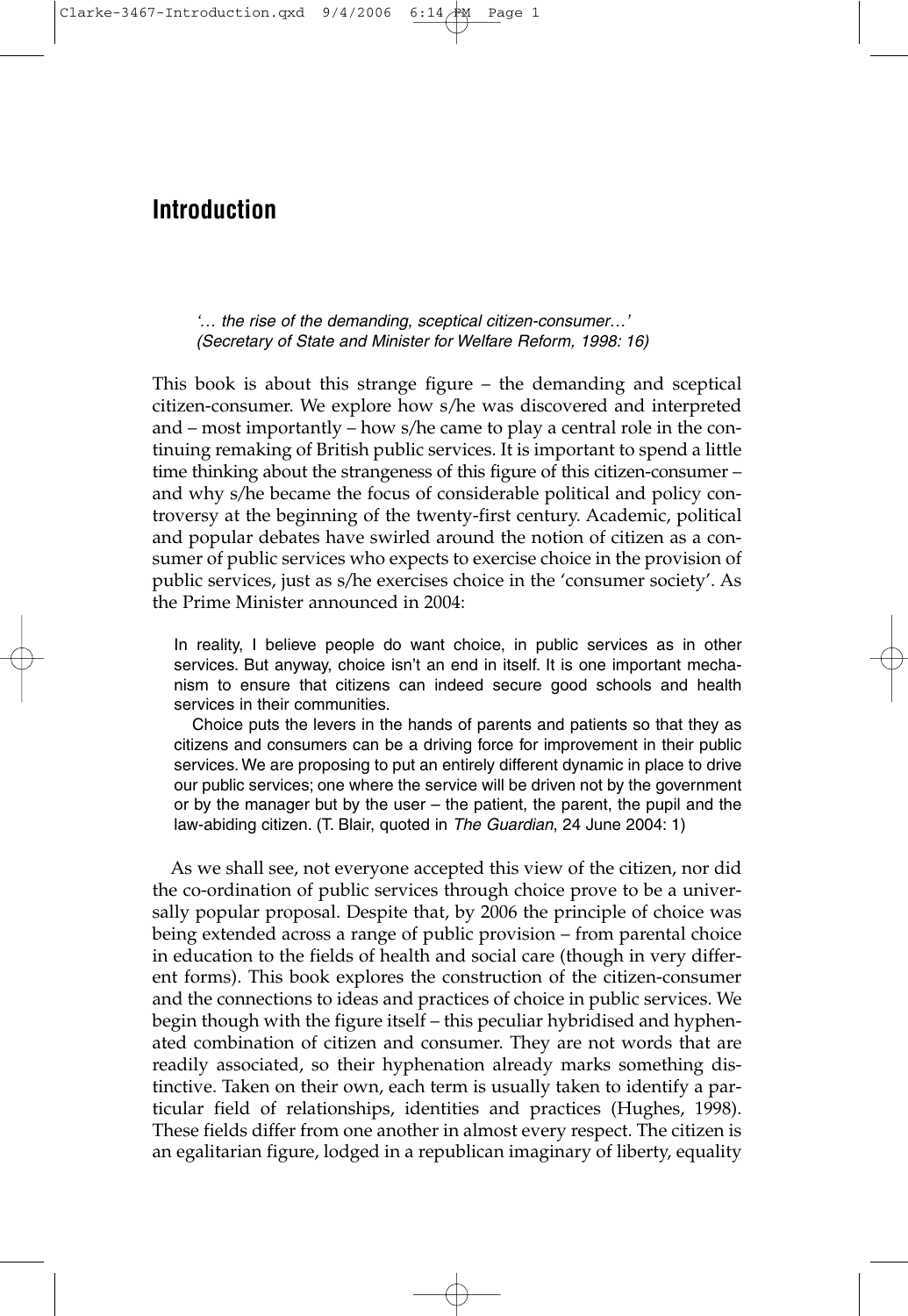# Introduction

> *'… the rise of the demanding, sceptical citizen-consumer…'*
> *(Secretary of State and Minister for Welfare Reform, 1998: 16)*

This book is about this strange figure – the demanding and sceptical citizen-consumer. We explore how s/he was discovered and interpreted and – most importantly – how s/he came to play a central role in the continuing remaking of British public services. It is important to spend a little time thinking about the strangeness of this figure of this citizen-consumer – and why s/he became the focus of considerable political and policy controversy at the beginning of the twenty-first century. Academic, political and popular debates have swirled around the notion of citizen as a consumer of public services who expects to exercise choice in the provision of public services, just as s/he exercises choice in the 'consumer society'. As the Prime Minister announced in 2004:

> In reality, I believe people do want choice, in public services as in other services. But anyway, choice isn't an end in itself. It is one important mechanism to ensure that citizens can indeed secure good schools and health services in their communities.
>
> Choice puts the levers in the hands of parents and patients so that they as citizens and consumers can be a driving force for improvement in their public services. We are proposing to put an entirely different dynamic in place to drive our public services; one where the service will be driven not by the government or by the manager but by the user – the patient, the parent, the pupil and the law-abiding citizen. (T. Blair, quoted in *The Guardian*, 24 June 2004: 1)

As we shall see, not everyone accepted this view of the citizen, nor did the co-ordination of public services through choice prove to be a universally popular proposal. Despite that, by 2006 the principle of choice was being extended across a range of public provision – from parental choice in education to the fields of health and social care (though in very different forms). This book explores the construction of the citizen-consumer and the connections to ideas and practices of choice in public services. We begin though with the figure itself – this peculiar hybridised and hyphenated combination of citizen and consumer. They are not words that are readily associated, so their hyphenation already marks something distinctive. Taken on their own, each term is usually taken to identify a particular field of relationships, identities and practices (Hughes, 1998). These fields differ from one another in almost every respect. The citizen is an egalitarian figure, lodged in a republican imaginary of liberty, equality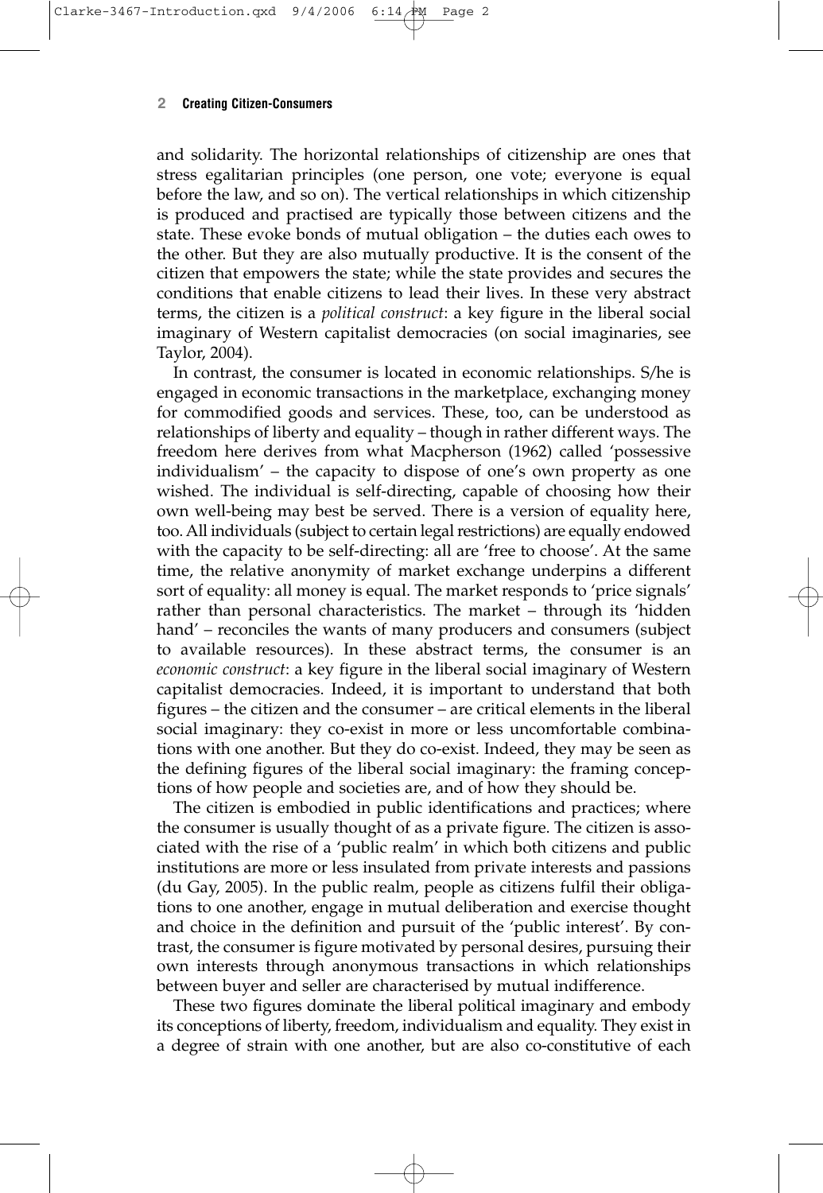and solidarity. The horizontal relationships of citizenship are ones that stress egalitarian principles (one person, one vote; everyone is equal before the law, and so on). The vertical relationships in which citizenship is produced and practised are typically those between citizens and the state. These evoke bonds of mutual obligation – the duties each owes to the other. But they are also mutually productive. It is the consent of the citizen that empowers the state; while the state provides and secures the conditions that enable citizens to lead their lives. In these very abstract terms, the citizen is a *political construct*: a key figure in the liberal social imaginary of Western capitalist democracies (on social imaginaries, see Taylor, 2004).

In contrast, the consumer is located in economic relationships. S/he is engaged in economic transactions in the marketplace, exchanging money for commodified goods and services. These, too, can be understood as relationships of liberty and equality – though in rather different ways. The freedom here derives from what Macpherson (1962) called 'possessive individualism' – the capacity to dispose of one's own property as one wished. The individual is self-directing, capable of choosing how their own well-being may best be served. There is a version of equality here, too. All individuals (subject to certain legal restrictions) are equally endowed with the capacity to be self-directing: all are 'free to choose'. At the same time, the relative anonymity of market exchange underpins a different sort of equality: all money is equal. The market responds to 'price signals' rather than personal characteristics. The market – through its 'hidden hand' – reconciles the wants of many producers and consumers (subject to available resources). In these abstract terms, the consumer is an *economic construct*: a key figure in the liberal social imaginary of Western capitalist democracies. Indeed, it is important to understand that both figures – the citizen and the consumer – are critical elements in the liberal social imaginary: they co-exist in more or less uncomfortable combinations with one another. But they do co-exist. Indeed, they may be seen as the defining figures of the liberal social imaginary: the framing conceptions of how people and societies are, and of how they should be.

The citizen is embodied in public identifications and practices; where the consumer is usually thought of as a private figure. The citizen is associated with the rise of a 'public realm' in which both citizens and public institutions are more or less insulated from private interests and passions (du Gay, 2005). In the public realm, people as citizens fulfil their obligations to one another, engage in mutual deliberation and exercise thought and choice in the definition and pursuit of the 'public interest'. By contrast, the consumer is figure motivated by personal desires, pursuing their own interests through anonymous transactions in which relationships between buyer and seller are characterised by mutual indifference.

These two figures dominate the liberal political imaginary and embody its conceptions of liberty, freedom, individualism and equality. They exist in a degree of strain with one another, but are also co-constitutive of each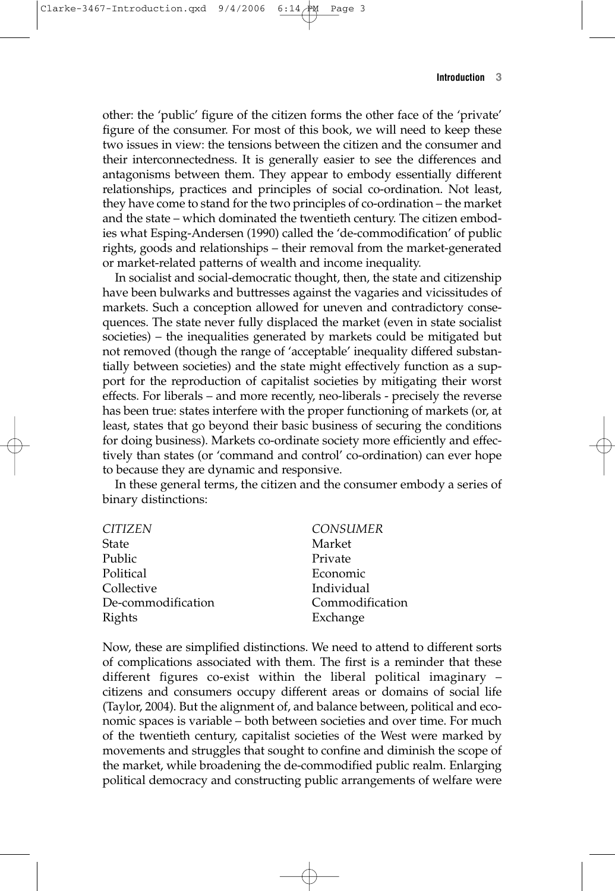other: the 'public' figure of the citizen forms the other face of the 'private' figure of the consumer. For most of this book, we will need to keep these two issues in view: the tensions between the citizen and the consumer and their interconnectedness. It is generally easier to see the differences and antagonisms between them. They appear to embody essentially different relationships, practices and principles of social co-ordination. Not least, they have come to stand for the two principles of co-ordination – the market and the state – which dominated the twentieth century. The citizen embodies what Esping-Andersen (1990) called the 'de-commodification' of public rights, goods and relationships – their removal from the market-generated or market-related patterns of wealth and income inequality.

In socialist and social-democratic thought, then, the state and citizenship have been bulwarks and buttresses against the vagaries and vicissitudes of markets. Such a conception allowed for uneven and contradictory consequences. The state never fully displaced the market (even in state socialist societies) – the inequalities generated by markets could be mitigated but not removed (though the range of 'acceptable' inequality differed substantially between societies) and the state might effectively function as a support for the reproduction of capitalist societies by mitigating their worst effects. For liberals – and more recently, neo-liberals - precisely the reverse has been true: states interfere with the proper functioning of markets (or, at least, states that go beyond their basic business of securing the conditions for doing business). Markets co-ordinate society more efficiently and effectively than states (or 'command and control' co-ordination) can ever hope to because they are dynamic and responsive.

In these general terms, the citizen and the consumer embody a series of binary distinctions:

| *CITIZEN* | *CONSUMER* |
|---|---|
| State | Market |
| Public | Private |
| Political | Economic |
| Collective | Individual |
| De-commodification | Commodification |
| Rights | Exchange |

Now, these are simplified distinctions. We need to attend to different sorts of complications associated with them. The first is a reminder that these different figures co-exist within the liberal political imaginary – citizens and consumers occupy different areas or domains of social life (Taylor, 2004). But the alignment of, and balance between, political and economic spaces is variable – both between societies and over time. For much of the twentieth century, capitalist societies of the West were marked by movements and struggles that sought to confine and diminish the scope of the market, while broadening the de-commodified public realm. Enlarging political democracy and constructing public arrangements of welfare were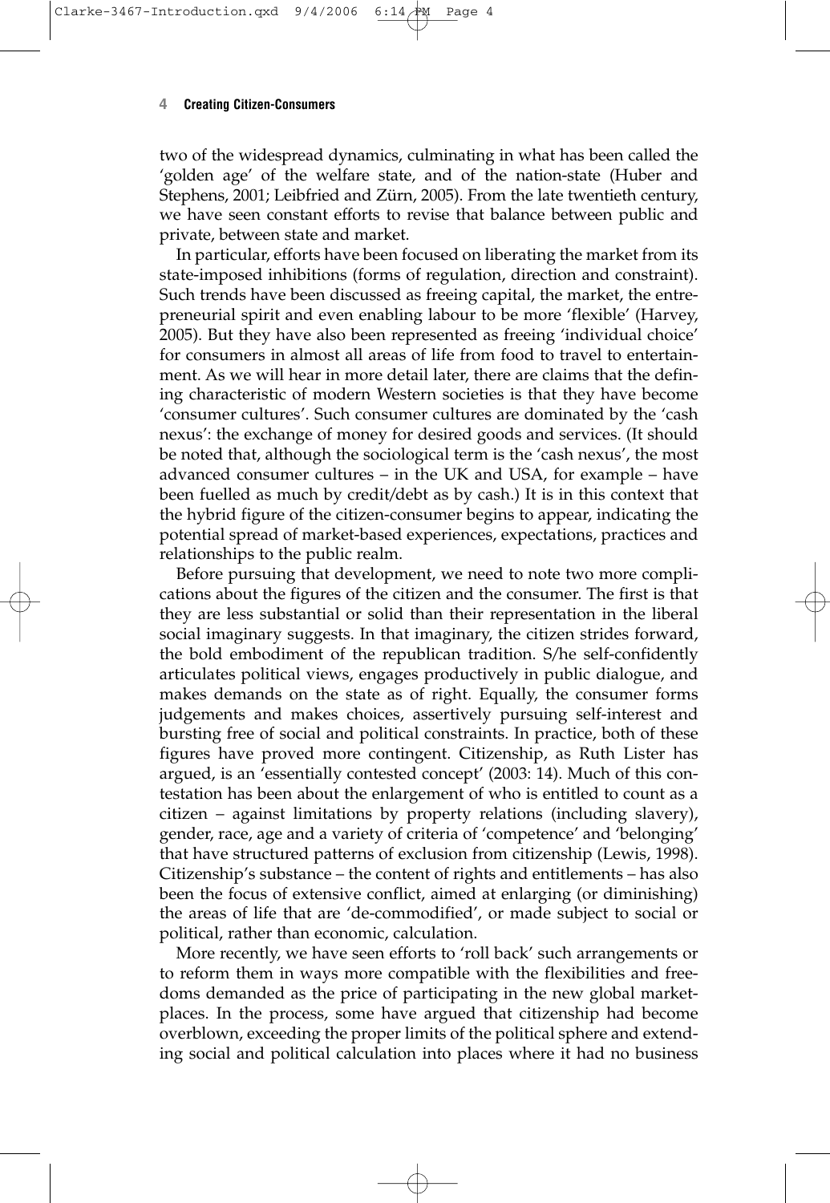two of the widespread dynamics, culminating in what has been called the 'golden age' of the welfare state, and of the nation-state (Huber and Stephens, 2001; Leibfried and Zürn, 2005). From the late twentieth century, we have seen constant efforts to revise that balance between public and private, between state and market.

In particular, efforts have been focused on liberating the market from its state-imposed inhibitions (forms of regulation, direction and constraint). Such trends have been discussed as freeing capital, the market, the entrepreneurial spirit and even enabling labour to be more 'flexible' (Harvey, 2005). But they have also been represented as freeing 'individual choice' for consumers in almost all areas of life from food to travel to entertainment. As we will hear in more detail later, there are claims that the defining characteristic of modern Western societies is that they have become 'consumer cultures'. Such consumer cultures are dominated by the 'cash nexus': the exchange of money for desired goods and services. (It should be noted that, although the sociological term is the 'cash nexus', the most advanced consumer cultures – in the UK and USA, for example – have been fuelled as much by credit/debt as by cash.) It is in this context that the hybrid figure of the citizen-consumer begins to appear, indicating the potential spread of market-based experiences, expectations, practices and relationships to the public realm.

Before pursuing that development, we need to note two more complications about the figures of the citizen and the consumer. The first is that they are less substantial or solid than their representation in the liberal social imaginary suggests. In that imaginary, the citizen strides forward, the bold embodiment of the republican tradition. S/he self-confidently articulates political views, engages productively in public dialogue, and makes demands on the state as of right. Equally, the consumer forms judgements and makes choices, assertively pursuing self-interest and bursting free of social and political constraints. In practice, both of these figures have proved more contingent. Citizenship, as Ruth Lister has argued, is an 'essentially contested concept' (2003: 14). Much of this contestation has been about the enlargement of who is entitled to count as a citizen – against limitations by property relations (including slavery), gender, race, age and a variety of criteria of 'competence' and 'belonging' that have structured patterns of exclusion from citizenship (Lewis, 1998). Citizenship's substance – the content of rights and entitlements – has also been the focus of extensive conflict, aimed at enlarging (or diminishing) the areas of life that are 'de-commodified', or made subject to social or political, rather than economic, calculation.

More recently, we have seen efforts to 'roll back' such arrangements or to reform them in ways more compatible with the flexibilities and freedoms demanded as the price of participating in the new global marketplaces. In the process, some have argued that citizenship had become overblown, exceeding the proper limits of the political sphere and extending social and political calculation into places where it had no business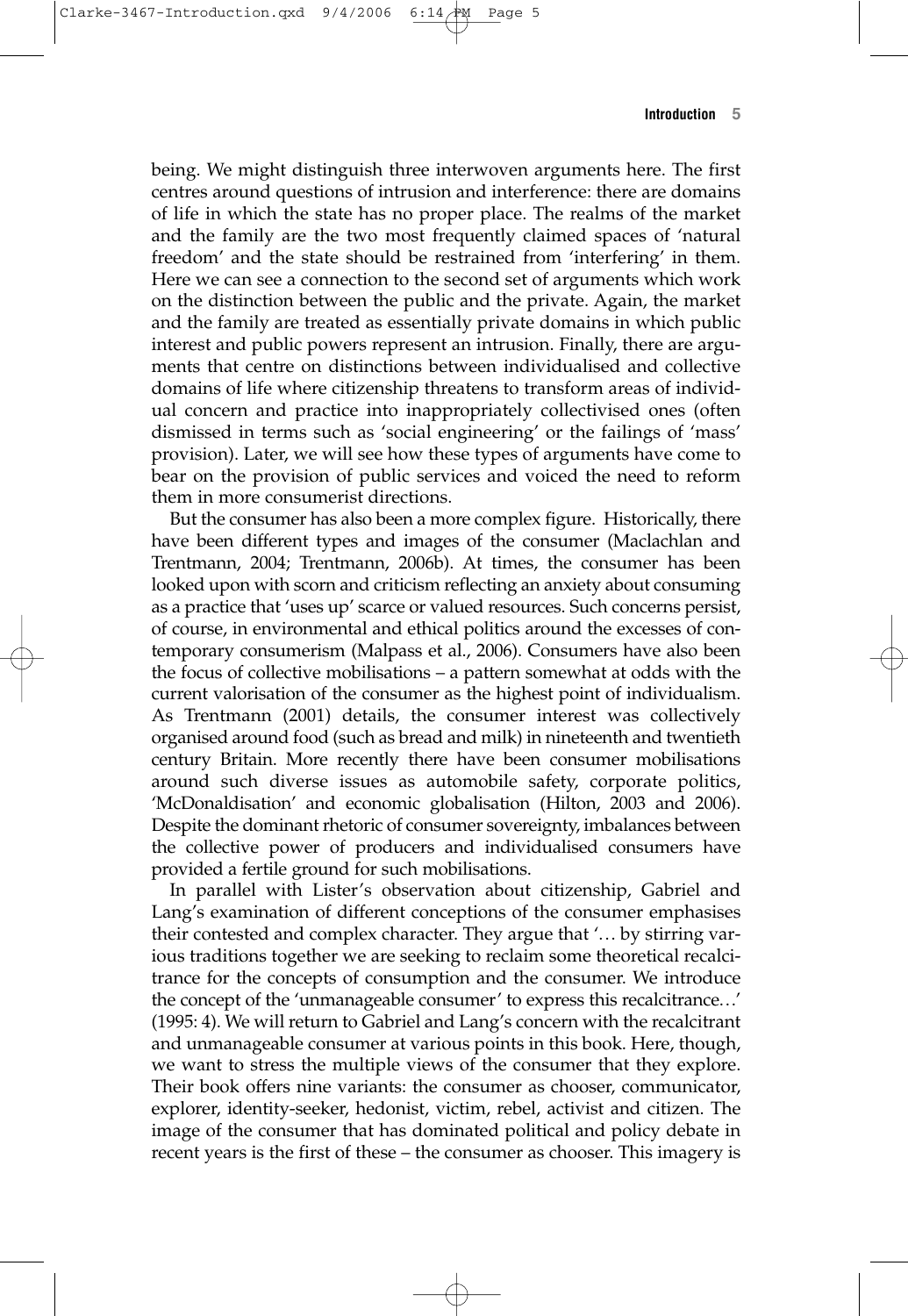being. We might distinguish three interwoven arguments here. The first centres around questions of intrusion and interference: there are domains of life in which the state has no proper place. The realms of the market and the family are the two most frequently claimed spaces of 'natural freedom' and the state should be restrained from 'interfering' in them. Here we can see a connection to the second set of arguments which work on the distinction between the public and the private. Again, the market and the family are treated as essentially private domains in which public interest and public powers represent an intrusion. Finally, there are arguments that centre on distinctions between individualised and collective domains of life where citizenship threatens to transform areas of individual concern and practice into inappropriately collectivised ones (often dismissed in terms such as 'social engineering' or the failings of 'mass' provision). Later, we will see how these types of arguments have come to bear on the provision of public services and voiced the need to reform them in more consumerist directions.

But the consumer has also been a more complex figure. Historically, there have been different types and images of the consumer (Maclachlan and Trentmann, 2004; Trentmann, 2006b). At times, the consumer has been looked upon with scorn and criticism reflecting an anxiety about consuming as a practice that 'uses up' scarce or valued resources. Such concerns persist, of course, in environmental and ethical politics around the excesses of contemporary consumerism (Malpass et al., 2006). Consumers have also been the focus of collective mobilisations – a pattern somewhat at odds with the current valorisation of the consumer as the highest point of individualism. As Trentmann (2001) details, the consumer interest was collectively organised around food (such as bread and milk) in nineteenth and twentieth century Britain. More recently there have been consumer mobilisations around such diverse issues as automobile safety, corporate politics, 'McDonaldisation' and economic globalisation (Hilton, 2003 and 2006). Despite the dominant rhetoric of consumer sovereignty, imbalances between the collective power of producers and individualised consumers have provided a fertile ground for such mobilisations.

In parallel with Lister's observation about citizenship, Gabriel and Lang's examination of different conceptions of the consumer emphasises their contested and complex character. They argue that '… by stirring various traditions together we are seeking to reclaim some theoretical recalcitrance for the concepts of consumption and the consumer. We introduce the concept of the 'unmanageable consumer' to express this recalcitrance…' (1995: 4). We will return to Gabriel and Lang's concern with the recalcitrant and unmanageable consumer at various points in this book. Here, though, we want to stress the multiple views of the consumer that they explore. Their book offers nine variants: the consumer as chooser, communicator, explorer, identity-seeker, hedonist, victim, rebel, activist and citizen. The image of the consumer that has dominated political and policy debate in recent years is the first of these – the consumer as chooser. This imagery is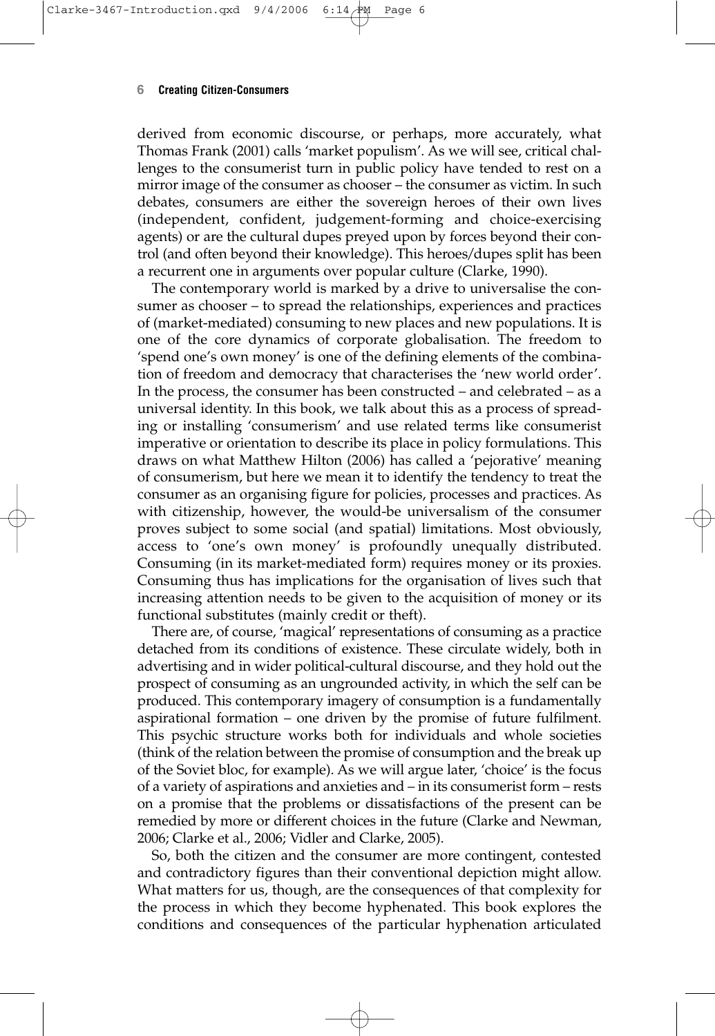derived from economic discourse, or perhaps, more accurately, what Thomas Frank (2001) calls 'market populism'. As we will see, critical challenges to the consumerist turn in public policy have tended to rest on a mirror image of the consumer as chooser – the consumer as victim. In such debates, consumers are either the sovereign heroes of their own lives (independent, confident, judgement-forming and choice-exercising agents) or are the cultural dupes preyed upon by forces beyond their control (and often beyond their knowledge). This heroes/dupes split has been a recurrent one in arguments over popular culture (Clarke, 1990).

The contemporary world is marked by a drive to universalise the consumer as chooser – to spread the relationships, experiences and practices of (market-mediated) consuming to new places and new populations. It is one of the core dynamics of corporate globalisation. The freedom to 'spend one's own money' is one of the defining elements of the combination of freedom and democracy that characterises the 'new world order'. In the process, the consumer has been constructed – and celebrated – as a universal identity. In this book, we talk about this as a process of spreading or installing 'consumerism' and use related terms like consumerist imperative or orientation to describe its place in policy formulations. This draws on what Matthew Hilton (2006) has called a 'pejorative' meaning of consumerism, but here we mean it to identify the tendency to treat the consumer as an organising figure for policies, processes and practices. As with citizenship, however, the would-be universalism of the consumer proves subject to some social (and spatial) limitations. Most obviously, access to 'one's own money' is profoundly unequally distributed. Consuming (in its market-mediated form) requires money or its proxies. Consuming thus has implications for the organisation of lives such that increasing attention needs to be given to the acquisition of money or its functional substitutes (mainly credit or theft).

There are, of course, 'magical' representations of consuming as a practice detached from its conditions of existence. These circulate widely, both in advertising and in wider political-cultural discourse, and they hold out the prospect of consuming as an ungrounded activity, in which the self can be produced. This contemporary imagery of consumption is a fundamentally aspirational formation – one driven by the promise of future fulfilment. This psychic structure works both for individuals and whole societies (think of the relation between the promise of consumption and the break up of the Soviet bloc, for example). As we will argue later, 'choice' is the focus of a variety of aspirations and anxieties and – in its consumerist form – rests on a promise that the problems or dissatisfactions of the present can be remedied by more or different choices in the future (Clarke and Newman, 2006; Clarke et al., 2006; Vidler and Clarke, 2005).

So, both the citizen and the consumer are more contingent, contested and contradictory figures than their conventional depiction might allow. What matters for us, though, are the consequences of that complexity for the process in which they become hyphenated. This book explores the conditions and consequences of the particular hyphenation articulated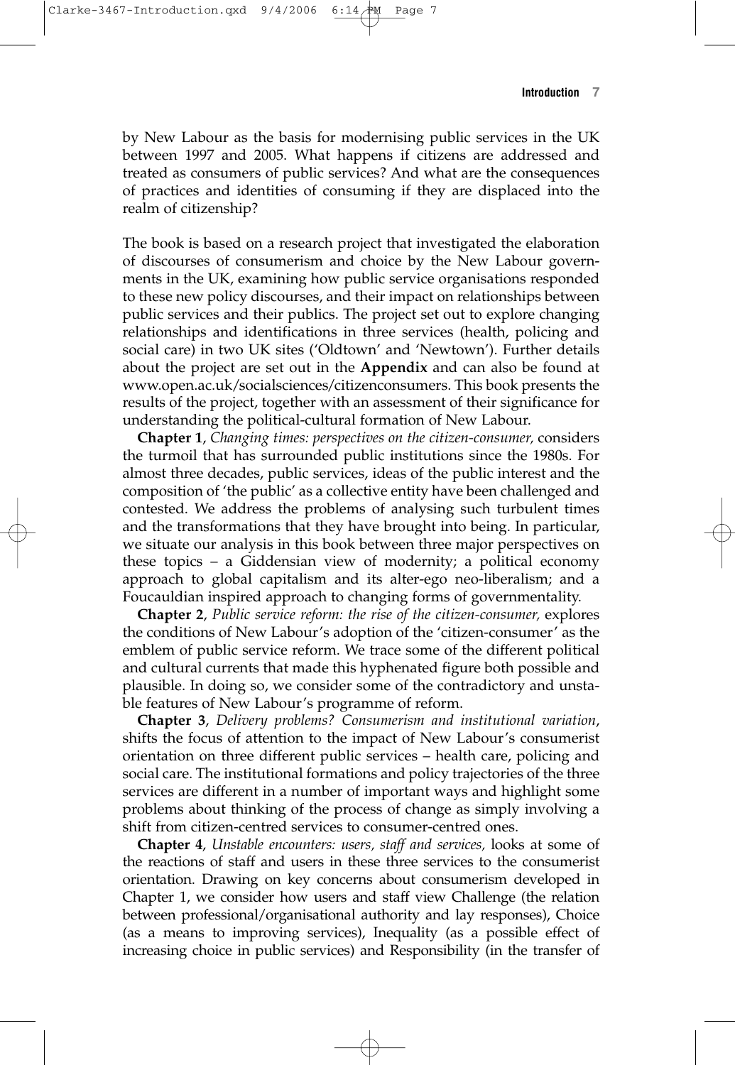by New Labour as the basis for modernising public services in the UK between 1997 and 2005. What happens if citizens are addressed and treated as consumers of public services? And what are the consequences of practices and identities of consuming if they are displaced into the realm of citizenship?

The book is based on a research project that investigated the elaboration of discourses of consumerism and choice by the New Labour governments in the UK, examining how public service organisations responded to these new policy discourses, and their impact on relationships between public services and their publics. The project set out to explore changing relationships and identifications in three services (health, policing and social care) in two UK sites ('Oldtown' and 'Newtown'). Further details about the project are set out in the **Appendix** and can also be found at www.open.ac.uk/socialsciences/citizenconsumers. This book presents the results of the project, together with an assessment of their significance for understanding the political-cultural formation of New Labour.

**Chapter 1**, *Changing times: perspectives on the citizen-consumer,* considers the turmoil that has surrounded public institutions since the 1980s. For almost three decades, public services, ideas of the public interest and the composition of 'the public' as a collective entity have been challenged and contested. We address the problems of analysing such turbulent times and the transformations that they have brought into being. In particular, we situate our analysis in this book between three major perspectives on these topics – a Giddensian view of modernity; a political economy approach to global capitalism and its alter-ego neo-liberalism; and a Foucauldian inspired approach to changing forms of governmentality.

**Chapter 2**, *Public service reform: the rise of the citizen-consumer,* explores the conditions of New Labour's adoption of the 'citizen-consumer' as the emblem of public service reform. We trace some of the different political and cultural currents that made this hyphenated figure both possible and plausible. In doing so, we consider some of the contradictory and unstable features of New Labour's programme of reform.

**Chapter 3**, *Delivery problems? Consumerism and institutional variation*, shifts the focus of attention to the impact of New Labour's consumerist orientation on three different public services – health care, policing and social care. The institutional formations and policy trajectories of the three services are different in a number of important ways and highlight some problems about thinking of the process of change as simply involving a shift from citizen-centred services to consumer-centred ones.

**Chapter 4**, *Unstable encounters: users, staff and services,* looks at some of the reactions of staff and users in these three services to the consumerist orientation. Drawing on key concerns about consumerism developed in Chapter 1, we consider how users and staff view Challenge (the relation between professional/organisational authority and lay responses), Choice (as a means to improving services), Inequality (as a possible effect of increasing choice in public services) and Responsibility (in the transfer of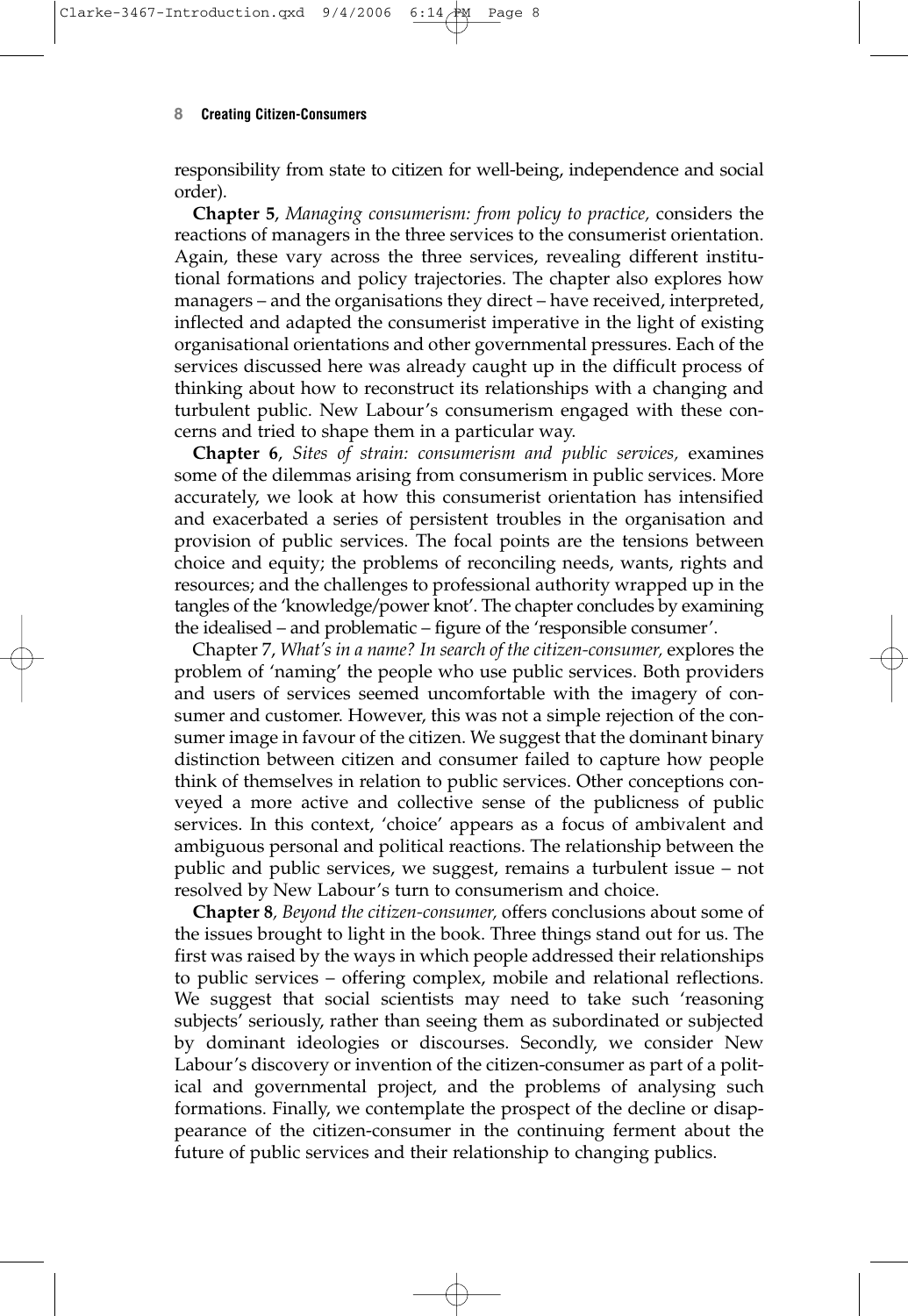responsibility from state to citizen for well-being, independence and social order).

**Chapter 5**, *Managing consumerism: from policy to practice,* considers the reactions of managers in the three services to the consumerist orientation. Again, these vary across the three services, revealing different institutional formations and policy trajectories. The chapter also explores how managers – and the organisations they direct – have received, interpreted, inflected and adapted the consumerist imperative in the light of existing organisational orientations and other governmental pressures. Each of the services discussed here was already caught up in the difficult process of thinking about how to reconstruct its relationships with a changing and turbulent public. New Labour's consumerism engaged with these concerns and tried to shape them in a particular way.

**Chapter 6**, *Sites of strain: consumerism and public services,* examines some of the dilemmas arising from consumerism in public services. More accurately, we look at how this consumerist orientation has intensified and exacerbated a series of persistent troubles in the organisation and provision of public services. The focal points are the tensions between choice and equity; the problems of reconciling needs, wants, rights and resources; and the challenges to professional authority wrapped up in the tangles of the 'knowledge/power knot'. The chapter concludes by examining the idealised – and problematic – figure of the 'responsible consumer'.

Chapter 7, *What's in a name? In search of the citizen-consumer,* explores the problem of 'naming' the people who use public services. Both providers and users of services seemed uncomfortable with the imagery of consumer and customer. However, this was not a simple rejection of the consumer image in favour of the citizen. We suggest that the dominant binary distinction between citizen and consumer failed to capture how people think of themselves in relation to public services. Other conceptions conveyed a more active and collective sense of the publicness of public services. In this context, 'choice' appears as a focus of ambivalent and ambiguous personal and political reactions. The relationship between the public and public services, we suggest, remains a turbulent issue – not resolved by New Labour's turn to consumerism and choice.

**Chapter 8**, *Beyond the citizen-consumer,* offers conclusions about some of the issues brought to light in the book. Three things stand out for us. The first was raised by the ways in which people addressed their relationships to public services – offering complex, mobile and relational reflections. We suggest that social scientists may need to take such 'reasoning subjects' seriously, rather than seeing them as subordinated or subjected by dominant ideologies or discourses. Secondly, we consider New Labour's discovery or invention of the citizen-consumer as part of a political and governmental project, and the problems of analysing such formations. Finally, we contemplate the prospect of the decline or disappearance of the citizen-consumer in the continuing ferment about the future of public services and their relationship to changing publics.